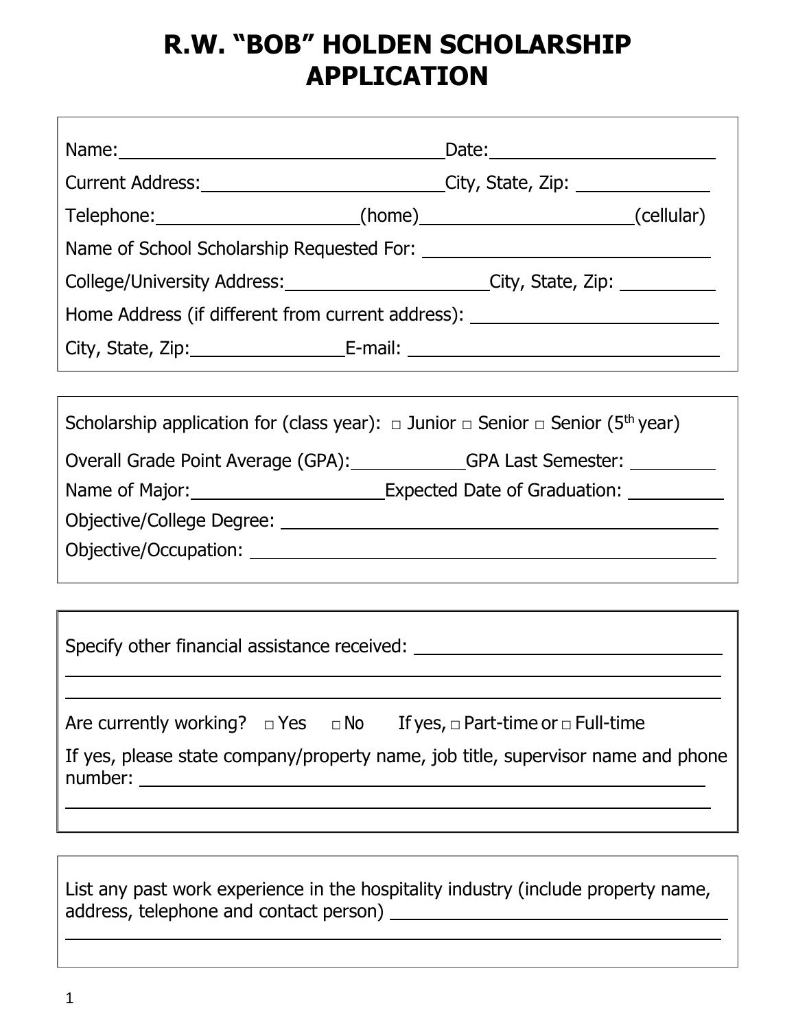# R.W. "BOB" HOLDEN SCHOLARSHIP APPLICATION

Name: \_\_\_\_\_\_\_\_\_\_\_\_\_\_\_\_\_\_\_\_\_\_\_\_ Date: \_\_\_\_\_\_\_\_\_\_\_\_\_\_\_\_

Current Address: \_\_\_\_\_\_\_\_\_\_\_\_\_\_\_\_\_\_\_\_ City, State, Zip: \_\_\_\_\_\_\_\_\_\_

Telephone: \_\_\_\_\_\_\_\_\_\_\_\_\_\_\_\_ (home) \_\_\_\_\_\_\_\_\_\_\_\_\_\_\_\_ (cellular)

Name of School Scholarship Requested For: \_\_\_\_\_\_\_\_\_\_\_\_\_\_\_\_\_\_\_\_

College/University Address: \_\_\_\_\_\_\_\_\_\_\_\_\_\_\_\_ City, State, Zip: \_\_\_\_\_\_\_\_

Home Address (if different from current address): \_\_\_\_\_\_\_\_\_\_\_\_\_\_\_\_\_\_

City, State, Zip: \_\_\_\_\_\_\_\_\_\_\_\_ E-mail: \_\_\_\_\_\_\_\_\_\_\_\_\_\_\_\_\_\_\_\_\_\_\_\_

---

Scholarship application for (class year): □ Junior □ Senior □ Senior (5th year)

Overall Grade Point Average (GPA): \_\_\_\_\_\_\_\_\_\_ GPA Last Semester: \_\_\_\_\_\_\_\_

Name of Major: \_\_\_\_\_\_\_\_\_\_\_\_\_\_\_\_ Expected Date of Graduation: \_\_\_\_\_\_\_\_

Objective/College Degree: \_\_\_\_\_\_\_\_\_\_\_\_\_\_\_\_\_\_\_\_\_\_\_\_\_\_\_\_\_\_\_\_\_\_\_\_

Objective/Occupation: \_\_\_\_\_\_\_\_\_\_\_\_\_\_\_\_\_\_\_\_\_\_\_\_\_\_\_\_\_\_\_\_\_\_\_\_\_\_\_\_

---

Specify other financial assistance received: \_\_\_\_\_\_\_\_\_\_\_\_\_\_\_\_\_\_\_\_\_\_\_\_

\_\_\_\_\_\_\_\_\_\_\_\_\_\_\_\_\_\_\_\_\_\_\_\_\_\_\_\_\_\_\_\_\_\_\_\_\_\_\_\_\_\_\_\_\_\_\_\_\_\_\_\_\_\_\_\_

\_\_\_\_\_\_\_\_\_\_\_\_\_\_\_\_\_\_\_\_\_\_\_\_\_\_\_\_\_\_\_\_\_\_\_\_\_\_\_\_\_\_\_\_\_\_\_\_\_\_\_\_\_\_\_\_

Are currently working? □ Yes □ No If yes, □ Part-time or □ Full-time

If yes, please state company/property name, job title, supervisor name and phone number: \_\_\_\_\_\_\_\_\_\_\_\_\_\_\_\_\_\_\_\_\_\_\_\_\_\_\_\_\_\_\_\_\_\_\_\_\_\_\_\_\_\_\_\_\_\_\_\_

\_\_\_\_\_\_\_\_\_\_\_\_\_\_\_\_\_\_\_\_\_\_\_\_\_\_\_\_\_\_\_\_\_\_\_\_\_\_\_\_\_\_\_\_\_\_\_\_\_\_\_\_\_\_\_\_

---

List any past work experience in the hospitality industry (include property name, address, telephone and contact person) \_\_\_\_\_\_\_\_\_\_\_\_\_\_\_\_\_\_\_\_\_\_\_\_\_\_\_\_

\_\_\_\_\_\_\_\_\_\_\_\_\_\_\_\_\_\_\_\_\_\_\_\_\_\_\_\_\_\_\_\_\_\_\_\_\_\_\_\_\_\_\_\_\_\_\_\_\_\_\_\_\_\_\_\_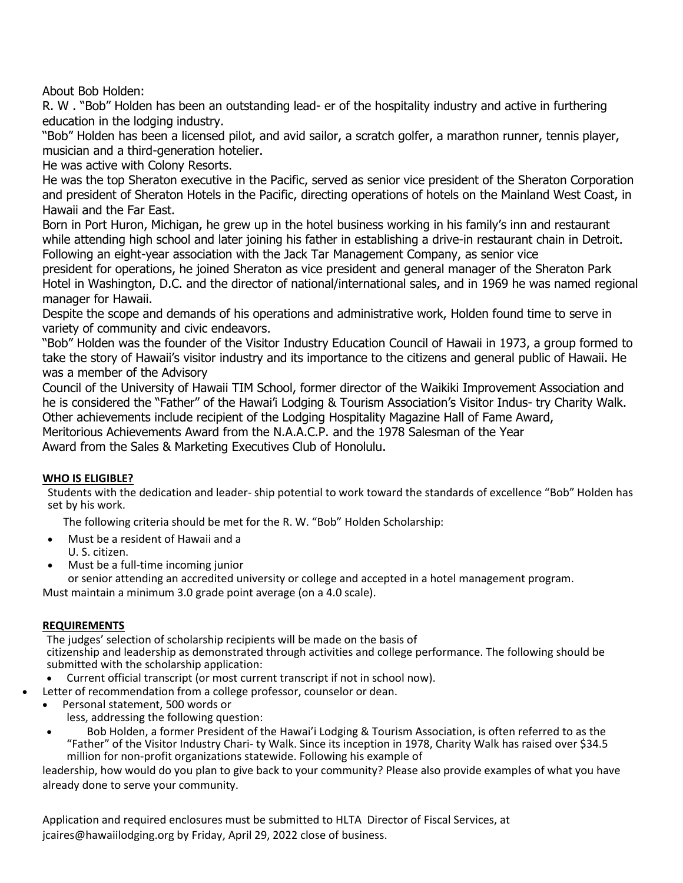About Bob Holden:

R. W . "Bob" Holden has been an outstanding lead- er of the hospitality industry and active in furthering education in the lodging industry.

"Bob" Holden has been a licensed pilot, and avid sailor, a scratch golfer, a marathon runner, tennis player, musician and a third-generation hotelier.

He was active with Colony Resorts.

He was the top Sheraton executive in the Pacific, served as senior vice president of the Sheraton Corporation and president of Sheraton Hotels in the Pacific, directing operations of hotels on the Mainland West Coast, in Hawaii and the Far East.

Born in Port Huron, Michigan, he grew up in the hotel business working in his family's inn and restaurant while attending high school and later joining his father in establishing a drive-in restaurant chain in Detroit. Following an eight-year association with the Jack Tar Management Company, as senior vice president for operations, he joined Sheraton as vice president and general manager of the Sheraton Park Hotel in Washington, D.C. and the director of national/international sales, and in 1969 he was named regional manager for Hawaii.

Despite the scope and demands of his operations and administrative work, Holden found time to serve in variety of community and civic endeavors.

"Bob" Holden was the founder of the Visitor Industry Education Council of Hawaii in 1973, a group formed to take the story of Hawaii's visitor industry and its importance to the citizens and general public of Hawaii. He was a member of the Advisory Council of the University of Hawaii TIM School, former director of the Waikiki Improvement Association and he is considered the "Father" of the Hawai'i Lodging & Tourism Association's Visitor Indus- try Charity Walk. Other achievements include recipient of the Lodging Hospitality Magazine Hall of Fame Award, Meritorious Achievements Award from the N.A.A.C.P. and the 1978 Salesman of the Year Award from the Sales & Marketing Executives Club of Honolulu.

**WHO IS ELIGIBLE?**

Students with the dedication and leader- ship potential to work toward the standards of excellence "Bob" Holden has set by his work.

The following criteria should be met for the R. W. "Bob" Holden Scholarship:

- Must be a resident of Hawaii and a U. S. citizen.
- Must be a full-time incoming junior or senior attending an accredited university or college and accepted in a hotel management program.

Must maintain a minimum 3.0 grade point average (on a 4.0 scale).

**REQUIREMENTS**

The judges' selection of scholarship recipients will be made on the basis of citizenship and leadership as demonstrated through activities and college performance. The following should be submitted with the scholarship application:

- Current official transcript (or most current transcript if not in school now).
- Letter of recommendation from a college professor, counselor or dean.
- Personal statement, 500 words or less, addressing the following question:
- Bob Holden, a former President of the Hawai'i Lodging & Tourism Association, is often referred to as the "Father" of the Visitor Industry Chari- ty Walk. Since its inception in 1978, Charity Walk has raised over $34.5 million for non-profit organizations statewide. Following his example of

leadership, how would do you plan to give back to your community? Please also provide examples of what you have already done to serve your community.

Application and required enclosures must be submitted to HLTA Director of Fiscal Services, at jcaires@hawaiilodging.org by Friday, April 29, 2022 close of business.